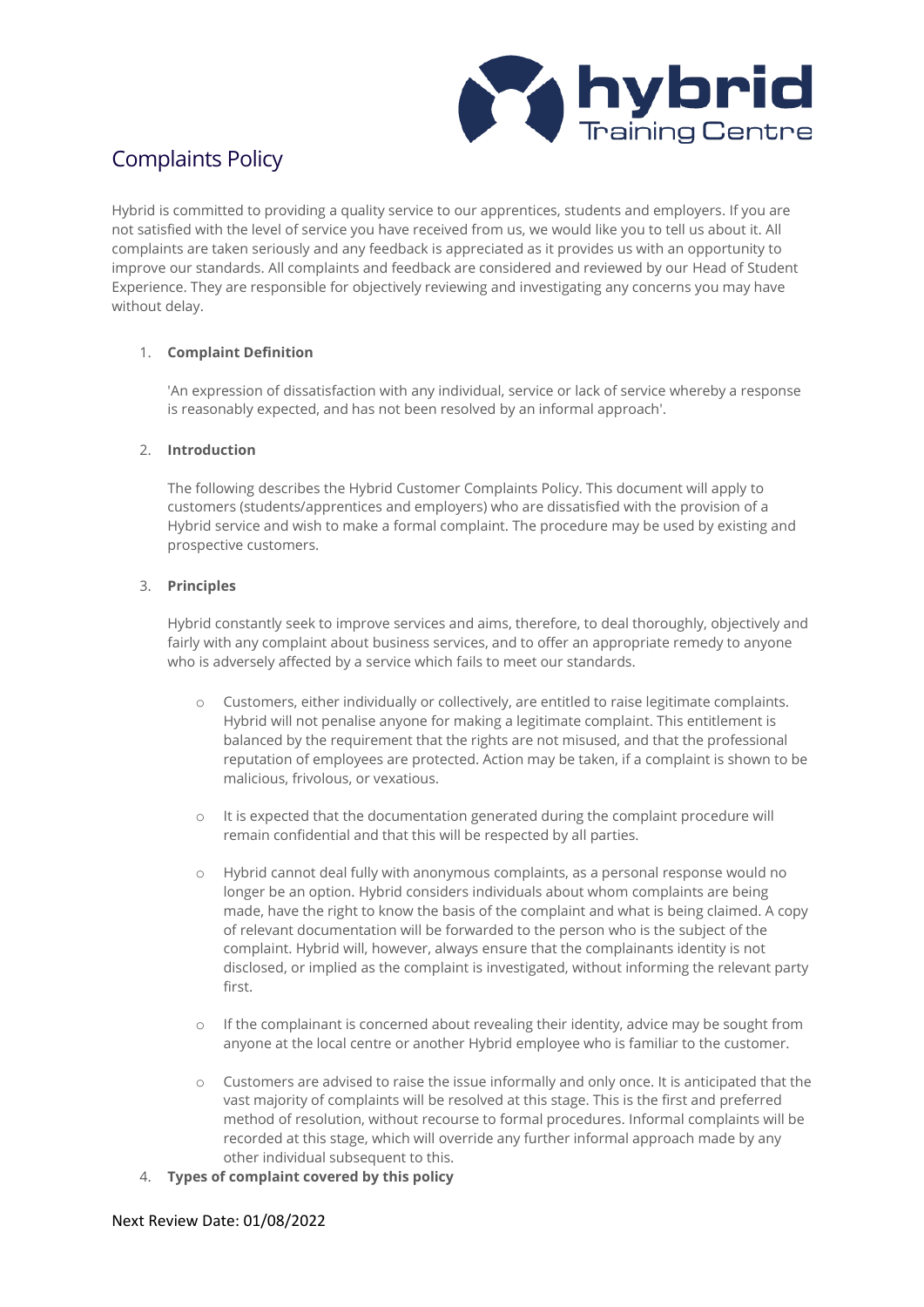# Complaints Policy

Hybrid is committed to providing a quality service to our apprentices, students and employers. If you are not satisfied with the level of service you have received from us, we would like you to tell us about it. All complaints are taken seriously and any feedback is appreciated as it provides us with an opportunity to improve our standards. All complaints and feedback are considered and reviewed by our Head of Student Experience. They are responsible for objectively reviewing and investigating any concerns you may have without delay.

1. **Complaint Definition**

   'An expression of dissatisfaction with any individual, service or lack of service whereby a response is reasonably expected, and has not been resolved by an informal approach'.

2. **Introduction**

   The following describes the Hybrid Customer Complaints Policy. This document will apply to customers (students/apprentices and employers) who are dissatisfied with the provision of a Hybrid service and wish to make a formal complaint. The procedure may be used by existing and prospective customers.

3. **Principles**

   Hybrid constantly seek to improve services and aims, therefore, to deal thoroughly, objectively and fairly with any complaint about business services, and to offer an appropriate remedy to anyone who is adversely affected by a service which fails to meet our standards.

   - Customers, either individually or collectively, are entitled to raise legitimate complaints. Hybrid will not penalise anyone for making a legitimate complaint. This entitlement is balanced by the requirement that the rights are not misused, and that the professional reputation of employees are protected. Action may be taken, if a complaint is shown to be malicious, frivolous, or vexatious.

   - It is expected that the documentation generated during the complaint procedure will remain confidential and that this will be respected by all parties.

   - Hybrid cannot deal fully with anonymous complaints, as a personal response would no longer be an option. Hybrid considers individuals about whom complaints are being made, have the right to know the basis of the complaint and what is being claimed. A copy of relevant documentation will be forwarded to the person who is the subject of the complaint. Hybrid will, however, always ensure that the complainants identity is not disclosed, or implied as the complaint is investigated, without informing the relevant party first.

   - If the complainant is concerned about revealing their identity, advice may be sought from anyone at the local centre or another Hybrid employee who is familiar to the customer.

   - Customers are advised to raise the issue informally and only once. It is anticipated that the vast majority of complaints will be resolved at this stage. This is the first and preferred method of resolution, without recourse to formal procedures. Informal complaints will be recorded at this stage, which will override any further informal approach made by any other individual subsequent to this.

4. **Types of complaint covered by this policy**

Next Review Date: 01/08/2022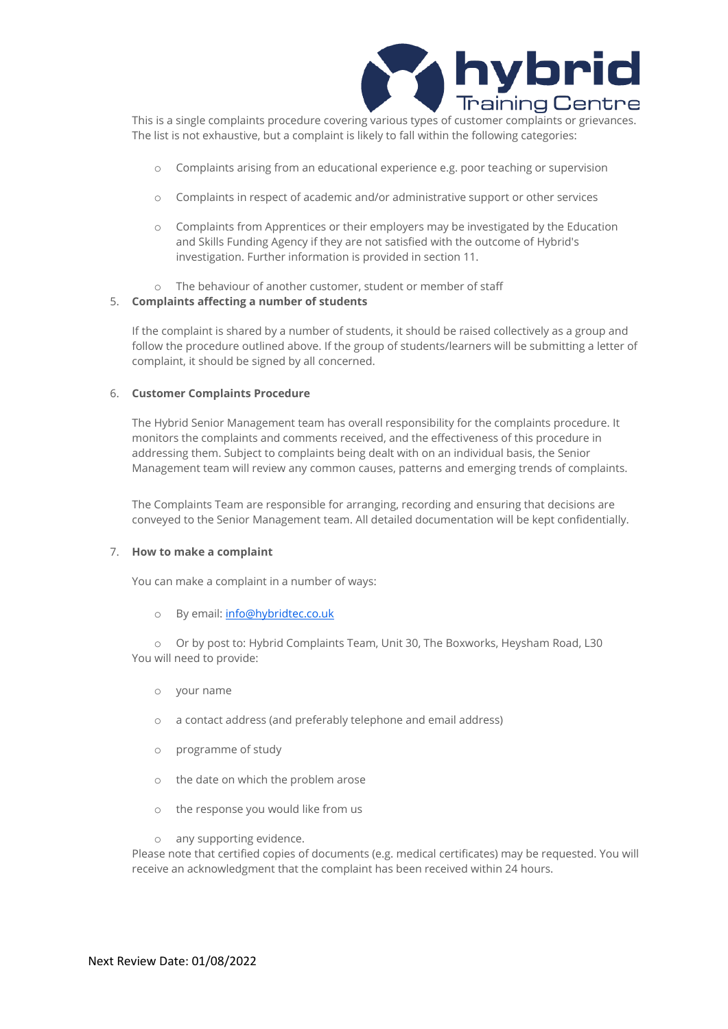This is a single complaints procedure covering various types of customer complaints or grievances. The list is not exhaustive, but a complaint is likely to fall within the following categories:

- Complaints arising from an educational experience e.g. poor teaching or supervision
- Complaints in respect of academic and/or administrative support or other services
- Complaints from Apprentices or their employers may be investigated by the Education and Skills Funding Agency if they are not satisfied with the outcome of Hybrid's investigation. Further information is provided in section 11.
- The behaviour of another customer, student or member of staff

5. **Complaints affecting a number of students**

If the complaint is shared by a number of students, it should be raised collectively as a group and follow the procedure outlined above. If the group of students/learners will be submitting a letter of complaint, it should be signed by all concerned.

6. **Customer Complaints Procedure**

The Hybrid Senior Management team has overall responsibility for the complaints procedure. It monitors the complaints and comments received, and the effectiveness of this procedure in addressing them. Subject to complaints being dealt with on an individual basis, the Senior Management team will review any common causes, patterns and emerging trends of complaints.

The Complaints Team are responsible for arranging, recording and ensuring that decisions are conveyed to the Senior Management team. All detailed documentation will be kept confidentially.

7. **How to make a complaint**

You can make a complaint in a number of ways:

- By email: [info@hybridtec.co.uk](mailto:info@hybridtec.co.uk)
- Or by post to: Hybrid Complaints Team, Unit 30, The Boxworks, Heysham Road, L30

You will need to provide:

- your name
- a contact address (and preferably telephone and email address)
- programme of study
- the date on which the problem arose
- the response you would like from us
- any supporting evidence.

Please note that certified copies of documents (e.g. medical certificates) may be requested. You will receive an acknowledgment that the complaint has been received within 24 hours.

Next Review Date: 01/08/2022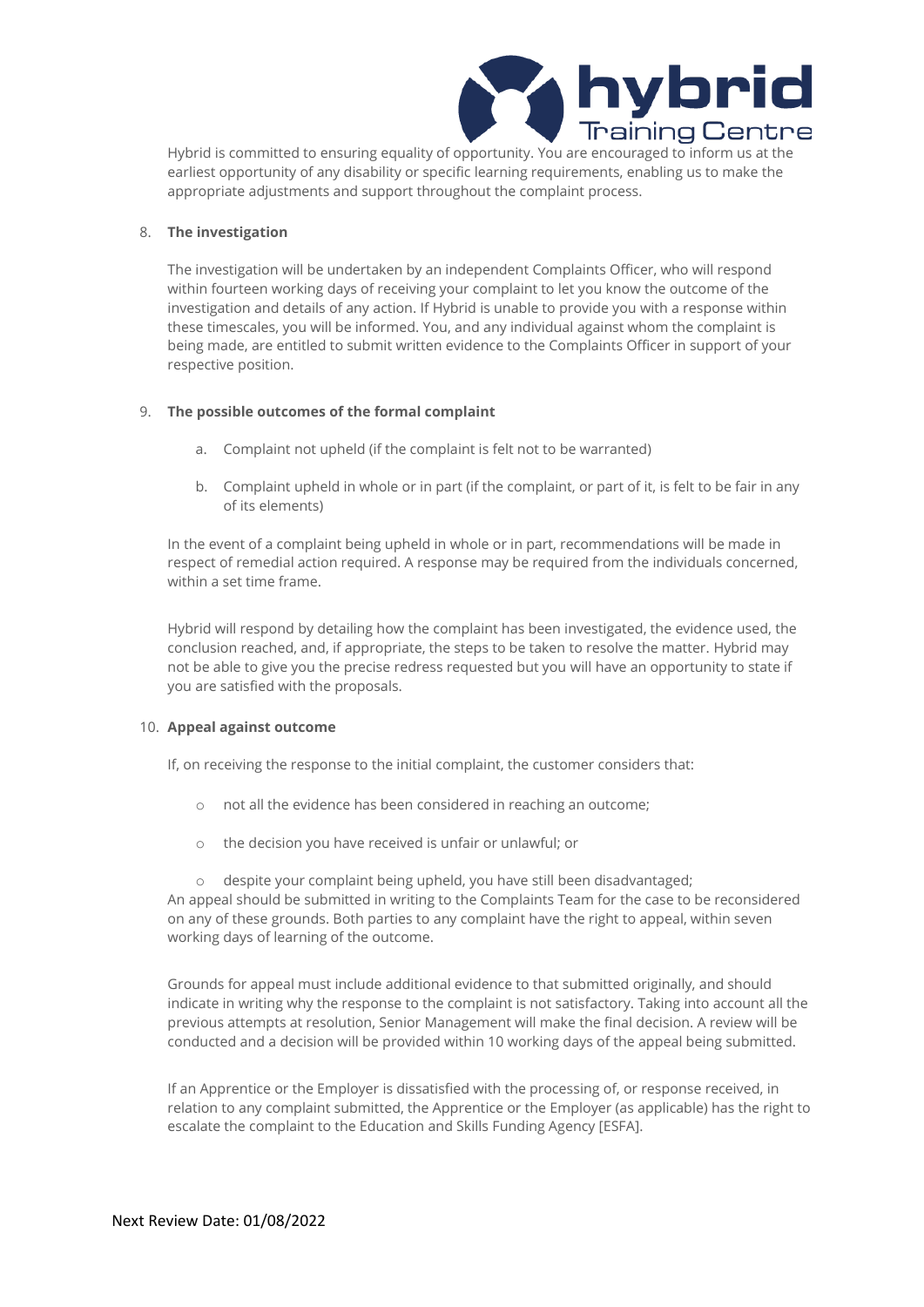Hybrid is committed to ensuring equality of opportunity. You are encouraged to inform us at the earliest opportunity of any disability or specific learning requirements, enabling us to make the appropriate adjustments and support throughout the complaint process.

8. **The investigation**

   The investigation will be undertaken by an independent Complaints Officer, who will respond within fourteen working days of receiving your complaint to let you know the outcome of the investigation and details of any action. If Hybrid is unable to provide you with a response within these timescales, you will be informed. You, and any individual against whom the complaint is being made, are entitled to submit written evidence to the Complaints Officer in support of your respective position.

9. **The possible outcomes of the formal complaint**

   a. Complaint not upheld (if the complaint is felt not to be warranted)

   b. Complaint upheld in whole or in part (if the complaint, or part of it, is felt to be fair in any of its elements)

   In the event of a complaint being upheld in whole or in part, recommendations will be made in respect of remedial action required. A response may be required from the individuals concerned, within a set time frame.

   Hybrid will respond by detailing how the complaint has been investigated, the evidence used, the conclusion reached, and, if appropriate, the steps to be taken to resolve the matter. Hybrid may not be able to give you the precise redress requested but you will have an opportunity to state if you are satisfied with the proposals.

10. **Appeal against outcome**

    If, on receiving the response to the initial complaint, the customer considers that:

    - not all the evidence has been considered in reaching an outcome;
    - the decision you have received is unfair or unlawful; or
    - despite your complaint being upheld, you have still been disadvantaged;

    An appeal should be submitted in writing to the Complaints Team for the case to be reconsidered on any of these grounds. Both parties to any complaint have the right to appeal, within seven working days of learning of the outcome.

    Grounds for appeal must include additional evidence to that submitted originally, and should indicate in writing why the response to the complaint is not satisfactory. Taking into account all the previous attempts at resolution, Senior Management will make the final decision. A review will be conducted and a decision will be provided within 10 working days of the appeal being submitted.

    If an Apprentice or the Employer is dissatisfied with the processing of, or response received, in relation to any complaint submitted, the Apprentice or the Employer (as applicable) has the right to escalate the complaint to the Education and Skills Funding Agency [ESFA].

Next Review Date: 01/08/2022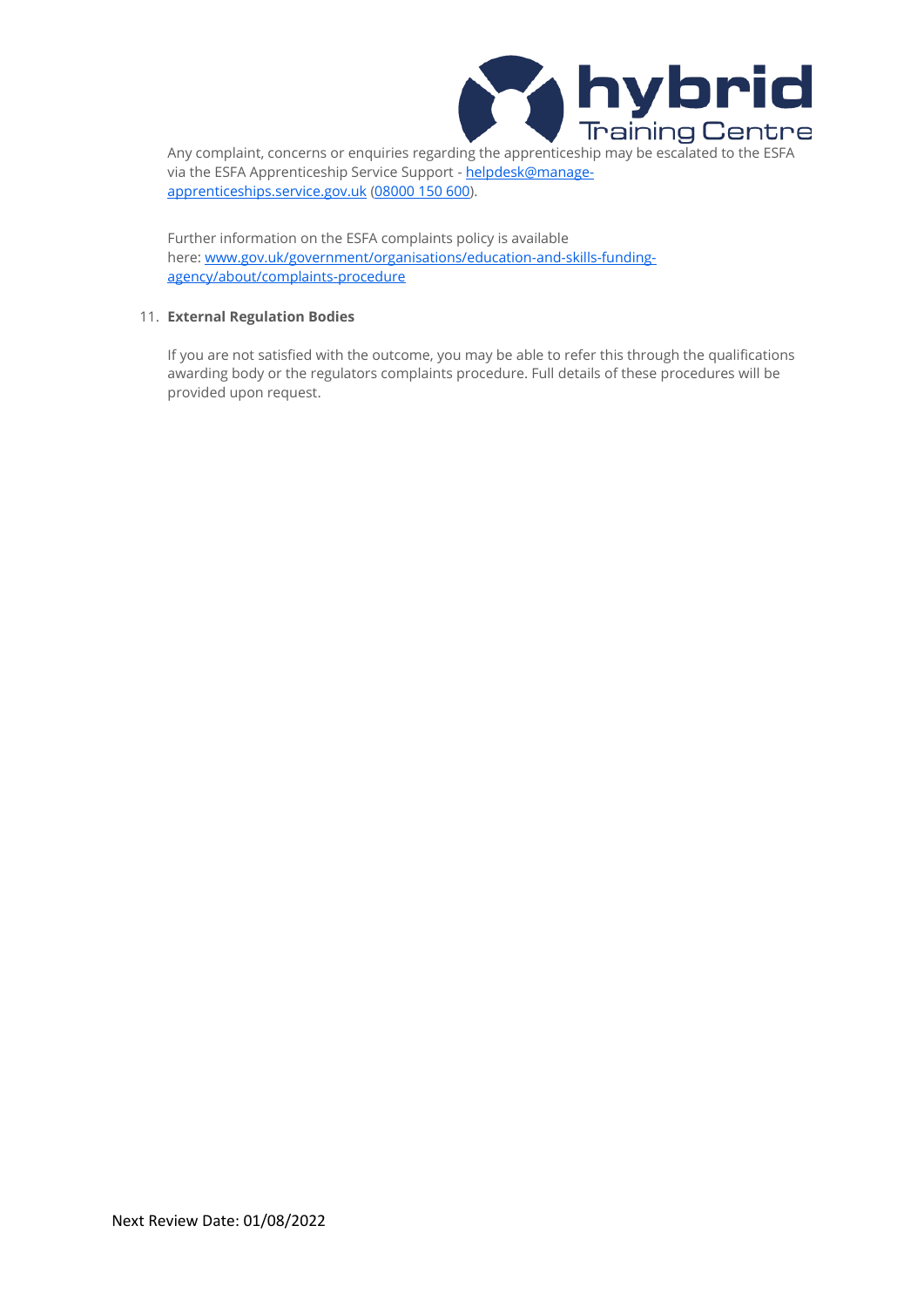Any complaint, concerns or enquiries regarding the apprenticeship may be escalated to the ESFA via the ESFA Apprenticeship Service Support - [helpdesk@manage-apprenticeships.service.gov.uk](mailto:helpdesk@manage-apprenticeships.service.gov.uk) (08000 150 600).

Further information on the ESFA complaints policy is available here: [www.gov.uk/government/organisations/education-and-skills-funding-agency/about/complaints-procedure](http://www.gov.uk/government/organisations/education-and-skills-funding-agency/about/complaints-procedure)

11. **External Regulation Bodies**

    If you are not satisfied with the outcome, you may be able to refer this through the qualifications awarding body or the regulators complaints procedure. Full details of these procedures will be provided upon request.

Next Review Date: 01/08/2022